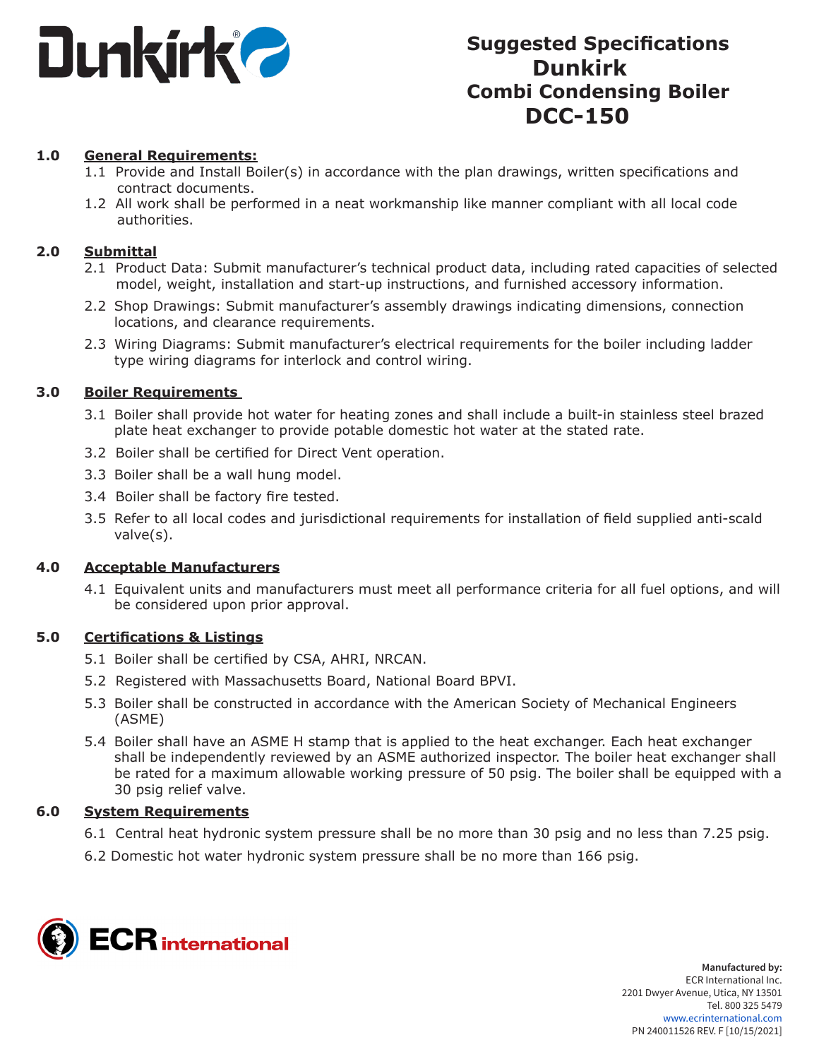# Suggested Specifications Dunkirk Combi Condensing Boiler DCC-150

## 1.0 General Requirements:

1.1 Provide and Install Boiler(s) in accordance with the plan drawings, written specifications and contract documents.

1.2 All work shall be performed in a neat workmanship like manner compliant with all local code authorities.

## 2.0 Submittal

2.1 Product Data: Submit manufacturer's technical product data, including rated capacities of selected model, weight, installation and start-up instructions, and furnished accessory information.

2.2 Shop Drawings: Submit manufacturer's assembly drawings indicating dimensions, connection locations, and clearance requirements.

2.3 Wiring Diagrams: Submit manufacturer's electrical requirements for the boiler including ladder type wiring diagrams for interlock and control wiring.

## 3.0 Boiler Requirements

3.1 Boiler shall provide hot water for heating zones and shall include a built-in stainless steel brazed plate heat exchanger to provide potable domestic hot water at the stated rate.

3.2 Boiler shall be certified for Direct Vent operation.

3.3 Boiler shall be a wall hung model.

3.4 Boiler shall be factory fire tested.

3.5 Refer to all local codes and jurisdictional requirements for installation of field supplied anti-scald valve(s).

## 4.0 Acceptable Manufacturers

4.1 Equivalent units and manufacturers must meet all performance criteria for all fuel options, and will be considered upon prior approval.

## 5.0 Certifications & Listings

5.1 Boiler shall be certified by CSA, AHRI, NRCAN.

5.2 Registered with Massachusetts Board, National Board BPVI.

5.3 Boiler shall be constructed in accordance with the American Society of Mechanical Engineers (ASME)

5.4 Boiler shall have an ASME H stamp that is applied to the heat exchanger. Each heat exchanger shall be independently reviewed by an ASME authorized inspector. The boiler heat exchanger shall be rated for a maximum allowable working pressure of 50 psig. The boiler shall be equipped with a 30 psig relief valve.

## 6.0 System Requirements

6.1 Central heat hydronic system pressure shall be no more than 30 psig and no less than 7.25 psig.

6.2 Domestic hot water hydronic system pressure shall be no more than 166 psig.

**Manufactured by:**
ECR International Inc.
2201 Dwyer Avenue, Utica, NY 13501
Tel. 800 325 5479
www.ecrinternational.com
PN 240011526 REV. F [10/15/2021]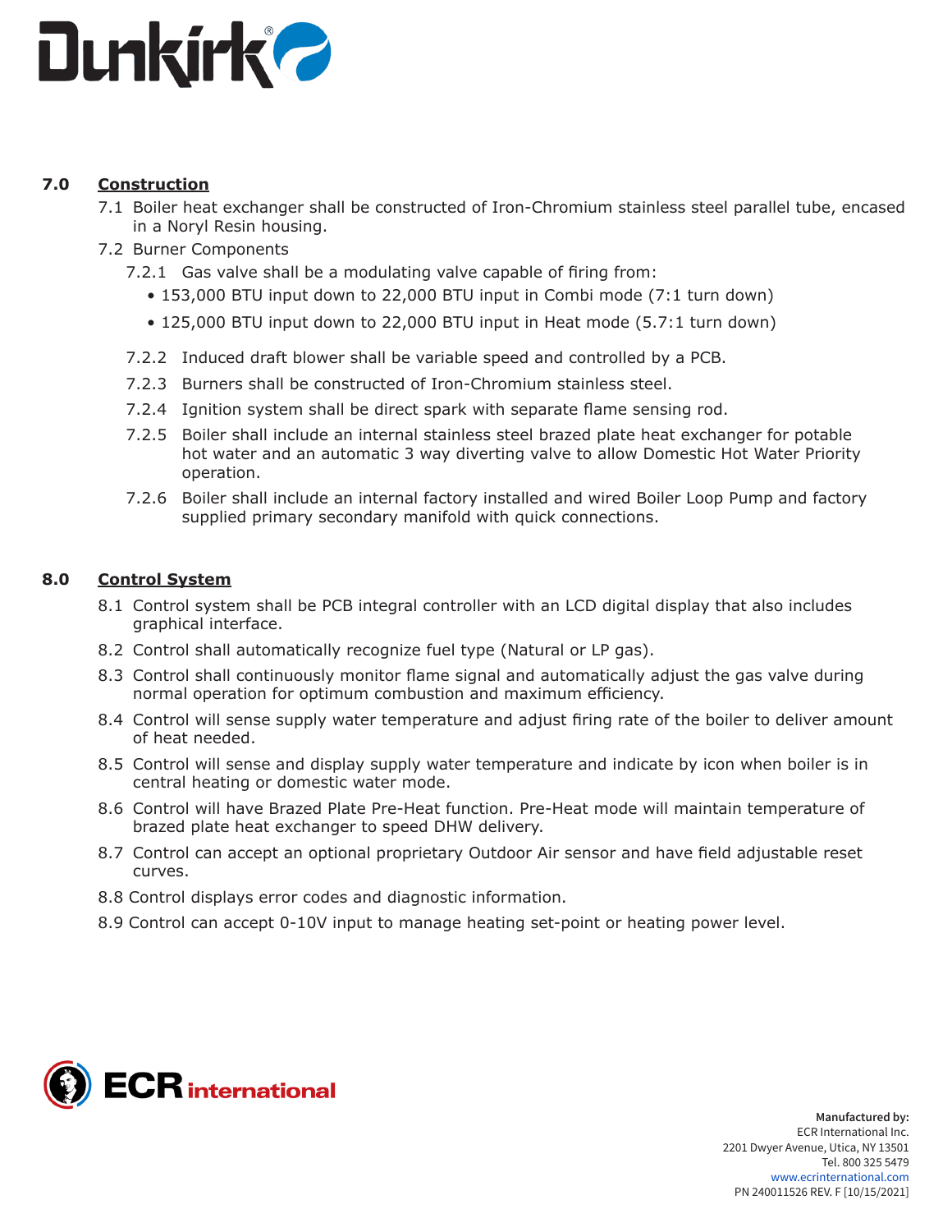## 7.0 Construction

7.1 Boiler heat exchanger shall be constructed of Iron-Chromium stainless steel parallel tube, encased in a Noryl Resin housing.

7.2 Burner Components

7.2.1 Gas valve shall be a modulating valve capable of firing from:

- 153,000 BTU input down to 22,000 BTU input in Combi mode (7:1 turn down)
- 125,000 BTU input down to 22,000 BTU input in Heat mode (5.7:1 turn down)

7.2.2 Induced draft blower shall be variable speed and controlled by a PCB.

7.2.3 Burners shall be constructed of Iron-Chromium stainless steel.

7.2.4 Ignition system shall be direct spark with separate flame sensing rod.

7.2.5 Boiler shall include an internal stainless steel brazed plate heat exchanger for potable hot water and an automatic 3 way diverting valve to allow Domestic Hot Water Priority operation.

7.2.6 Boiler shall include an internal factory installed and wired Boiler Loop Pump and factory supplied primary secondary manifold with quick connections.

## 8.0 Control System

8.1 Control system shall be PCB integral controller with an LCD digital display that also includes graphical interface.

8.2 Control shall automatically recognize fuel type (Natural or LP gas).

8.3 Control shall continuously monitor flame signal and automatically adjust the gas valve during normal operation for optimum combustion and maximum efficiency.

8.4 Control will sense supply water temperature and adjust firing rate of the boiler to deliver amount of heat needed.

8.5 Control will sense and display supply water temperature and indicate by icon when boiler is in central heating or domestic water mode.

8.6 Control will have Brazed Plate Pre-Heat function. Pre-Heat mode will maintain temperature of brazed plate heat exchanger to speed DHW delivery.

8.7 Control can accept an optional proprietary Outdoor Air sensor and have field adjustable reset curves.

8.8 Control displays error codes and diagnostic information.

8.9 Control can accept 0-10V input to manage heating set-point or heating power level.

**Manufactured by:**
ECR International Inc.
2201 Dwyer Avenue, Utica, NY 13501
Tel. 800 325 5479
www.ecrinternational.com
PN 240011526 REV. F [10/15/2021]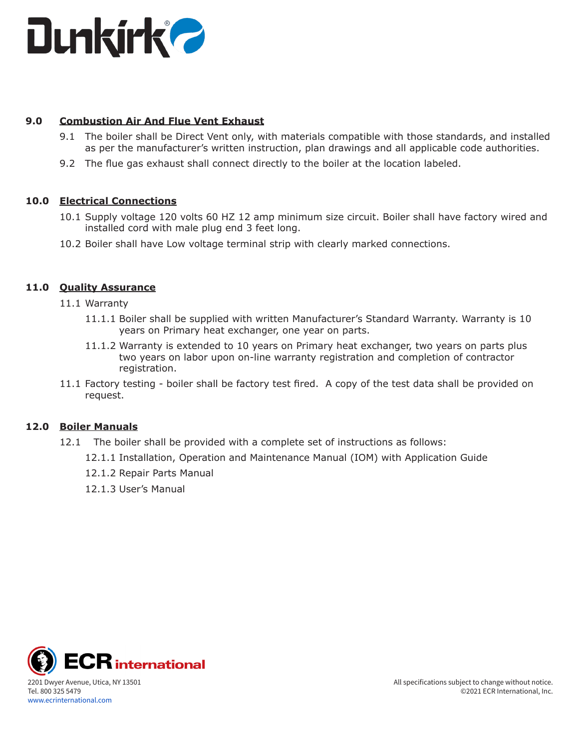## 9.0 Combustion Air And Flue Vent Exhaust

9.1 The boiler shall be Direct Vent only, with materials compatible with those standards, and installed as per the manufacturer's written instruction, plan drawings and all applicable code authorities.

9.2 The flue gas exhaust shall connect directly to the boiler at the location labeled.

## 10.0 Electrical Connections

10.1 Supply voltage 120 volts 60 HZ 12 amp minimum size circuit. Boiler shall have factory wired and installed cord with male plug end 3 feet long.

10.2 Boiler shall have Low voltage terminal strip with clearly marked connections.

## 11.0 Quality Assurance

11.1 Warranty

11.1.1 Boiler shall be supplied with written Manufacturer's Standard Warranty. Warranty is 10 years on Primary heat exchanger, one year on parts.

11.1.2 Warranty is extended to 10 years on Primary heat exchanger, two years on parts plus two years on labor upon on-line warranty registration and completion of contractor registration.

11.1 Factory testing - boiler shall be factory test fired. A copy of the test data shall be provided on request.

## 12.0 Boiler Manuals

12.1 The boiler shall be provided with a complete set of instructions as follows:

12.1.1 Installation, Operation and Maintenance Manual (IOM) with Application Guide

12.1.2 Repair Parts Manual

12.1.3 User's Manual

ECR international

2201 Dwyer Avenue, Utica, NY 13501
Tel. 800 325 5479
www.ecrinternational.com

All specifications subject to change without notice.
©2021 ECR International, Inc.